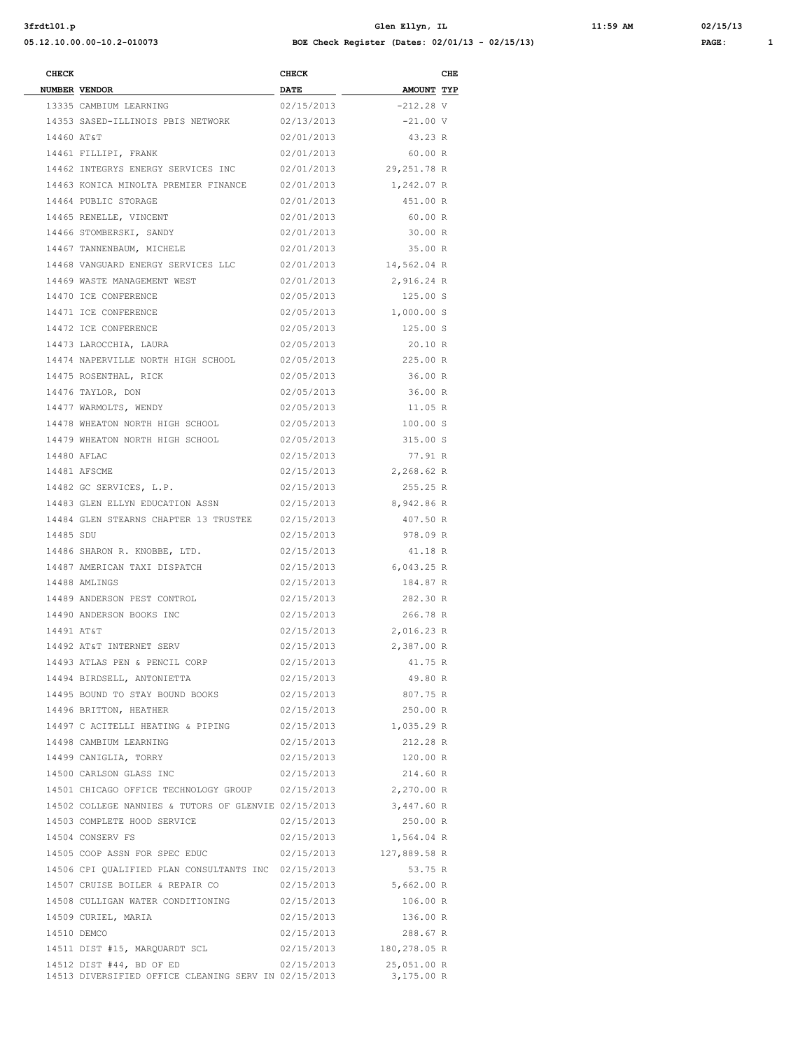# BOE Check Register (Dates: 02/01/13 - 02/15/13)

Glen Ellyn, IL

| CHECK NUMBER | VENDOR | CHECK DATE | AMOUNT | CHE TYP |
|---|---|---|---|---|
| 13335 | CAMBIUM LEARNING | 02/15/2013 | -212.28 | V |
| 14353 | SASED-ILLINOIS PBIS NETWORK | 02/13/2013 | -21.00 | V |
| 14460 | AT&T | 02/01/2013 | 43.23 | R |
| 14461 | FILLIPI, FRANK | 02/01/2013 | 60.00 | R |
| 14462 | INTEGRYS ENERGY SERVICES INC | 02/01/2013 | 29,251.78 | R |
| 14463 | KONICA MINOLTA PREMIER FINANCE | 02/01/2013 | 1,242.07 | R |
| 14464 | PUBLIC STORAGE | 02/01/2013 | 451.00 | R |
| 14465 | RENELLE, VINCENT | 02/01/2013 | 60.00 | R |
| 14466 | STOMBERSKI, SANDY | 02/01/2013 | 30.00 | R |
| 14467 | TANNENBAUM, MICHELE | 02/01/2013 | 35.00 | R |
| 14468 | VANGUARD ENERGY SERVICES LLC | 02/01/2013 | 14,562.04 | R |
| 14469 | WASTE MANAGEMENT WEST | 02/01/2013 | 2,916.24 | R |
| 14470 | ICE CONFERENCE | 02/05/2013 | 125.00 | S |
| 14471 | ICE CONFERENCE | 02/05/2013 | 1,000.00 | S |
| 14472 | ICE CONFERENCE | 02/05/2013 | 125.00 | S |
| 14473 | LAROCCHIA, LAURA | 02/05/2013 | 20.10 | R |
| 14474 | NAPERVILLE NORTH HIGH SCHOOL | 02/05/2013 | 225.00 | R |
| 14475 | ROSENTHAL, RICK | 02/05/2013 | 36.00 | R |
| 14476 | TAYLOR, DON | 02/05/2013 | 36.00 | R |
| 14477 | WARMOLTS, WENDY | 02/05/2013 | 11.05 | R |
| 14478 | WHEATON NORTH HIGH SCHOOL | 02/05/2013 | 100.00 | S |
| 14479 | WHEATON NORTH HIGH SCHOOL | 02/05/2013 | 315.00 | S |
| 14480 | AFLAC | 02/15/2013 | 77.91 | R |
| 14481 | AFSCME | 02/15/2013 | 2,268.62 | R |
| 14482 | GC SERVICES, L.P. | 02/15/2013 | 255.25 | R |
| 14483 | GLEN ELLYN EDUCATION ASSN | 02/15/2013 | 8,942.86 | R |
| 14484 | GLEN STEARNS CHAPTER 13 TRUSTEE | 02/15/2013 | 407.50 | R |
| 14485 | SDU | 02/15/2013 | 978.09 | R |
| 14486 | SHARON R. KNOBBE, LTD. | 02/15/2013 | 41.18 | R |
| 14487 | AMERICAN TAXI DISPATCH | 02/15/2013 | 6,043.25 | R |
| 14488 | AMLINGS | 02/15/2013 | 184.87 | R |
| 14489 | ANDERSON PEST CONTROL | 02/15/2013 | 282.30 | R |
| 14490 | ANDERSON BOOKS INC | 02/15/2013 | 266.78 | R |
| 14491 | AT&T | 02/15/2013 | 2,016.23 | R |
| 14492 | AT&T INTERNET SERV | 02/15/2013 | 2,387.00 | R |
| 14493 | ATLAS PEN & PENCIL CORP | 02/15/2013 | 41.75 | R |
| 14494 | BIRDSELL, ANTONIETTA | 02/15/2013 | 49.80 | R |
| 14495 | BOUND TO STAY BOUND BOOKS | 02/15/2013 | 807.75 | R |
| 14496 | BRITTON, HEATHER | 02/15/2013 | 250.00 | R |
| 14497 | C ACITELLI HEATING & PIPING | 02/15/2013 | 1,035.29 | R |
| 14498 | CAMBIUM LEARNING | 02/15/2013 | 212.28 | R |
| 14499 | CANIGLIA, TORRY | 02/15/2013 | 120.00 | R |
| 14500 | CARLSON GLASS INC | 02/15/2013 | 214.60 | R |
| 14501 | CHICAGO OFFICE TECHNOLOGY GROUP | 02/15/2013 | 2,270.00 | R |
| 14502 | COLLEGE NANNIES & TUTORS OF GLENVIE | 02/15/2013 | 3,447.60 | R |
| 14503 | COMPLETE HOOD SERVICE | 02/15/2013 | 250.00 | R |
| 14504 | CONSERV FS | 02/15/2013 | 1,564.04 | R |
| 14505 | COOP ASSN FOR SPEC EDUC | 02/15/2013 | 127,889.58 | R |
| 14506 | CPI QUALIFIED PLAN CONSULTANTS INC | 02/15/2013 | 53.75 | R |
| 14507 | CRUISE BOILER & REPAIR CO | 02/15/2013 | 5,662.00 | R |
| 14508 | CULLIGAN WATER CONDITIONING | 02/15/2013 | 106.00 | R |
| 14509 | CURIEL, MARIA | 02/15/2013 | 136.00 | R |
| 14510 | DEMCO | 02/15/2013 | 288.67 | R |
| 14511 | DIST #15, MARQUARDT SCL | 02/15/2013 | 180,278.05 | R |
| 14512 | DIST #44, BD OF ED | 02/15/2013 | 25,051.00 | R |
| 14513 | DIVERSIFIED OFFICE CLEANING SERV IN | 02/15/2013 | 3,175.00 | R |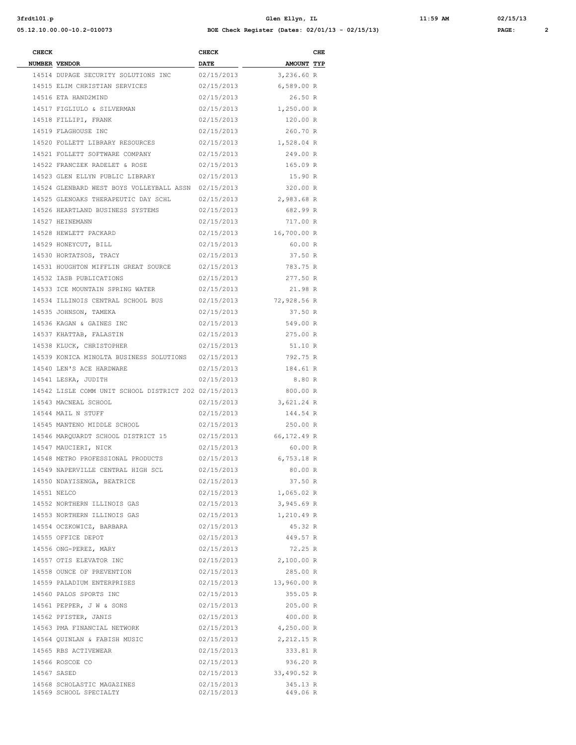| CHECK NUMBER | VENDOR | CHECK DATE | AMOUNT | CHE TYP |
|---|---|---|---|---|
| 14514 | DUPAGE SECURITY SOLUTIONS INC | 02/15/2013 | 3,236.60 | R |
| 14515 | ELIM CHRISTIAN SERVICES | 02/15/2013 | 6,589.00 | R |
| 14516 | ETA HAND2MIND | 02/15/2013 | 26.50 | R |
| 14517 | FIGLIULO & SILVERMAN | 02/15/2013 | 1,250.00 | R |
| 14518 | FILLIPI, FRANK | 02/15/2013 | 120.00 | R |
| 14519 | FLAGHOUSE INC | 02/15/2013 | 260.70 | R |
| 14520 | FOLLETT LIBRARY RESOURCES | 02/15/2013 | 1,528.04 | R |
| 14521 | FOLLETT SOFTWARE COMPANY | 02/15/2013 | 249.00 | R |
| 14522 | FRANCZEK RADELET & ROSE | 02/15/2013 | 165.09 | R |
| 14523 | GLEN ELLYN PUBLIC LIBRARY | 02/15/2013 | 15.90 | R |
| 14524 | GLENBARD WEST BOYS VOLLEYBALL ASSN | 02/15/2013 | 320.00 | R |
| 14525 | GLENOAKS THERAPEUTIC DAY SCHL | 02/15/2013 | 2,983.68 | R |
| 14526 | HEARTLAND BUSINESS SYSTEMS | 02/15/2013 | 682.99 | R |
| 14527 | HEINEMANN | 02/15/2013 | 717.00 | R |
| 14528 | HEWLETT PACKARD | 02/15/2013 | 16,700.00 | R |
| 14529 | HONEYCUT, BILL | 02/15/2013 | 60.00 | R |
| 14530 | HORTATSOS, TRACY | 02/15/2013 | 37.50 | R |
| 14531 | HOUGHTON MIFFLIN GREAT SOURCE | 02/15/2013 | 783.75 | R |
| 14532 | IASB PUBLICATIONS | 02/15/2013 | 277.50 | R |
| 14533 | ICE MOUNTAIN SPRING WATER | 02/15/2013 | 21.98 | R |
| 14534 | ILLINOIS CENTRAL SCHOOL BUS | 02/15/2013 | 72,928.56 | R |
| 14535 | JOHNSON, TAMEKA | 02/15/2013 | 37.50 | R |
| 14536 | KAGAN & GAINES INC | 02/15/2013 | 549.00 | R |
| 14537 | KHATTAB, FALASTIN | 02/15/2013 | 275.00 | R |
| 14538 | KLUCK, CHRISTOPHER | 02/15/2013 | 51.10 | R |
| 14539 | KONICA MINOLTA BUSINESS SOLUTIONS | 02/15/2013 | 792.75 | R |
| 14540 | LEN'S ACE HARDWARE | 02/15/2013 | 184.61 | R |
| 14541 | LESKA, JUDITH | 02/15/2013 | 8.80 | R |
| 14542 | LISLE COMM UNIT SCHOOL DISTRICT 202 | 02/15/2013 | 800.00 | R |
| 14543 | MACNEAL SCHOOL | 02/15/2013 | 3,621.24 | R |
| 14544 | MAIL N STUFF | 02/15/2013 | 144.54 | R |
| 14545 | MANTENO MIDDLE SCHOOL | 02/15/2013 | 250.00 | R |
| 14546 | MARQUARDT SCHOOL DISTRICT 15 | 02/15/2013 | 66,172.49 | R |
| 14547 | MAUCIERI, NICK | 02/15/2013 | 60.00 | R |
| 14548 | METRO PROFESSIONAL PRODUCTS | 02/15/2013 | 6,753.18 | R |
| 14549 | NAPERVILLE CENTRAL HIGH SCL | 02/15/2013 | 80.00 | R |
| 14550 | NDAYISENGA, BEATRICE | 02/15/2013 | 37.50 | R |
| 14551 | NELCO | 02/15/2013 | 1,065.02 | R |
| 14552 | NORTHERN ILLINOIS GAS | 02/15/2013 | 3,945.69 | R |
| 14553 | NORTHERN ILLINOIS GAS | 02/15/2013 | 1,210.49 | R |
| 14554 | OCZKOWICZ, BARBARA | 02/15/2013 | 45.32 | R |
| 14555 | OFFICE DEPOT | 02/15/2013 | 449.57 | R |
| 14556 | ONG-PEREZ, MARY | 02/15/2013 | 72.25 | R |
| 14557 | OTIS ELEVATOR INC | 02/15/2013 | 2,100.00 | R |
| 14558 | OUNCE OF PREVENTION | 02/15/2013 | 285.00 | R |
| 14559 | PALADIUM ENTERPRISES | 02/15/2013 | 13,960.00 | R |
| 14560 | PALOS SPORTS INC | 02/15/2013 | 355.05 | R |
| 14561 | PEPPER, J W & SONS | 02/15/2013 | 205.00 | R |
| 14562 | PFISTER, JANIS | 02/15/2013 | 400.00 | R |
| 14563 | PMA FINANCIAL NETWORK | 02/15/2013 | 4,250.00 | R |
| 14564 | QUINLAN & FABISH MUSIC | 02/15/2013 | 2,212.15 | R |
| 14565 | RBS ACTIVEWEAR | 02/15/2013 | 333.81 | R |
| 14566 | ROSCOE CO | 02/15/2013 | 936.20 | R |
| 14567 | SASED | 02/15/2013 | 33,490.52 | R |
| 14568 | SCHOLASTIC MAGAZINES | 02/15/2013 | 345.13 | R |
| 14569 | SCHOOL SPECIALTY | 02/15/2013 | 449.06 | R |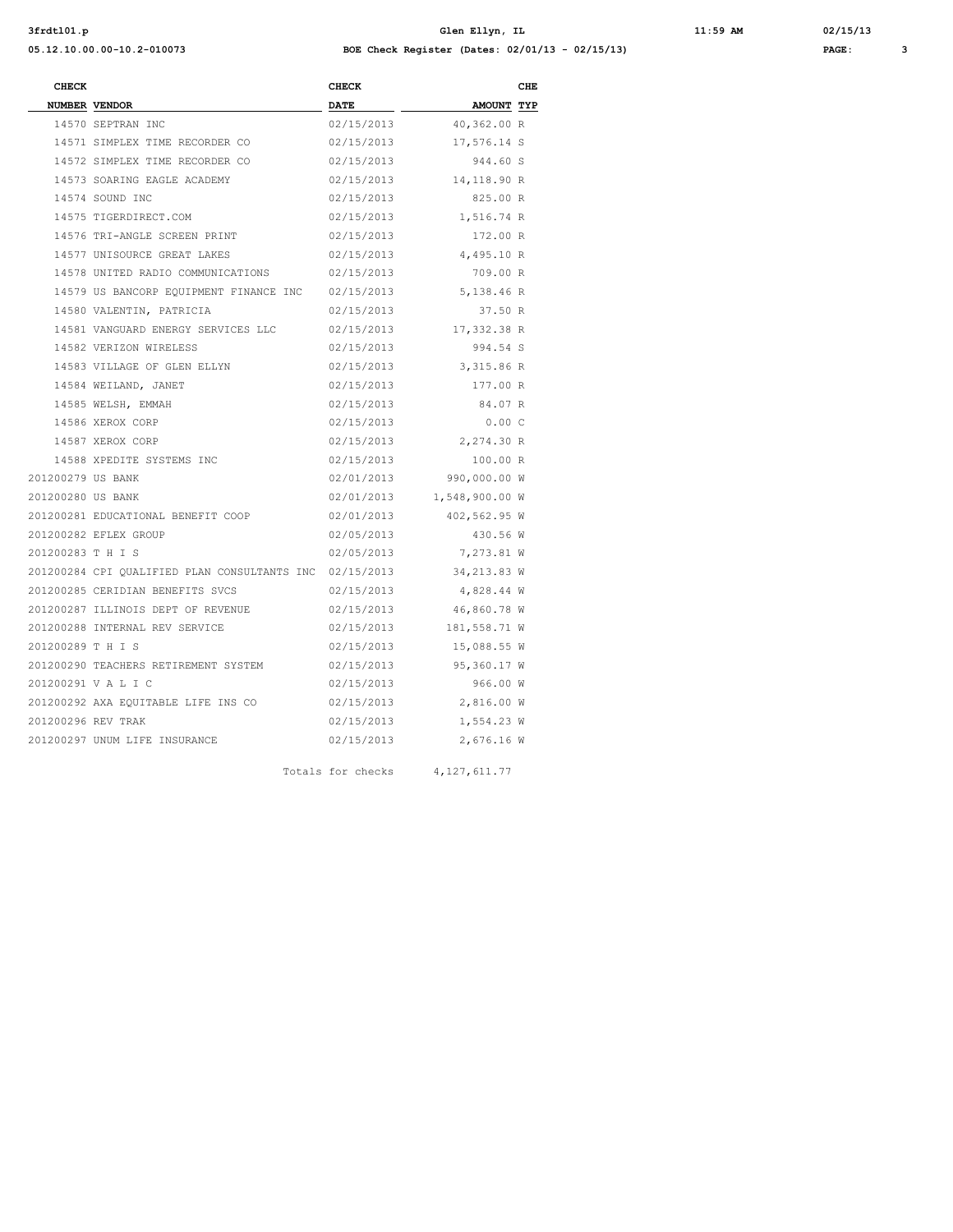| CHECK NUMBER | VENDOR | CHECK DATE | AMOUNT | CHE TYP |
|---|---|---|---|---|
| 14570 | SEPTRAN INC | 02/15/2013 | 40,362.00 | R |
| 14571 | SIMPLEX TIME RECORDER CO | 02/15/2013 | 17,576.14 | S |
| 14572 | SIMPLEX TIME RECORDER CO | 02/15/2013 | 944.60 | S |
| 14573 | SOARING EAGLE ACADEMY | 02/15/2013 | 14,118.90 | R |
| 14574 | SOUND INC | 02/15/2013 | 825.00 | R |
| 14575 | TIGERDIRECT.COM | 02/15/2013 | 1,516.74 | R |
| 14576 | TRI-ANGLE SCREEN PRINT | 02/15/2013 | 172.00 | R |
| 14577 | UNISOURCE GREAT LAKES | 02/15/2013 | 4,495.10 | R |
| 14578 | UNITED RADIO COMMUNICATIONS | 02/15/2013 | 709.00 | R |
| 14579 | US BANCORP EQUIPMENT FINANCE INC | 02/15/2013 | 5,138.46 | R |
| 14580 | VALENTIN, PATRICIA | 02/15/2013 | 37.50 | R |
| 14581 | VANGUARD ENERGY SERVICES LLC | 02/15/2013 | 17,332.38 | R |
| 14582 | VERIZON WIRELESS | 02/15/2013 | 994.54 | S |
| 14583 | VILLAGE OF GLEN ELLYN | 02/15/2013 | 3,315.86 | R |
| 14584 | WEILAND, JANET | 02/15/2013 | 177.00 | R |
| 14585 | WELSH, EMMAH | 02/15/2013 | 84.07 | R |
| 14586 | XEROX CORP | 02/15/2013 | 0.00 | C |
| 14587 | XEROX CORP | 02/15/2013 | 2,274.30 | R |
| 14588 | XPEDITE SYSTEMS INC | 02/15/2013 | 100.00 | R |
| 201200279 | US BANK | 02/01/2013 | 990,000.00 | W |
| 201200280 | US BANK | 02/01/2013 | 1,548,900.00 | W |
| 201200281 | EDUCATIONAL BENEFIT COOP | 02/01/2013 | 402,562.95 | W |
| 201200282 | EFLEX GROUP | 02/05/2013 | 430.56 | W |
| 201200283 | T H I S | 02/05/2013 | 7,273.81 | W |
| 201200284 | CPI QUALIFIED PLAN CONSULTANTS INC | 02/15/2013 | 34,213.83 | W |
| 201200285 | CERIDIAN BENEFITS SVCS | 02/15/2013 | 4,828.44 | W |
| 201200287 | ILLINOIS DEPT OF REVENUE | 02/15/2013 | 46,860.78 | W |
| 201200288 | INTERNAL REV SERVICE | 02/15/2013 | 181,558.71 | W |
| 201200289 | T H I S | 02/15/2013 | 15,088.55 | W |
| 201200290 | TEACHERS RETIREMENT SYSTEM | 02/15/2013 | 95,360.17 | W |
| 201200291 | V A L I C | 02/15/2013 | 966.00 | W |
| 201200292 | AXA EQUITABLE LIFE INS CO | 02/15/2013 | 2,816.00 | W |
| 201200296 | REV TRAK | 02/15/2013 | 1,554.23 | W |
| 201200297 | UNUM LIFE INSURANCE | 02/15/2013 | 2,676.16 | W |
| | | Totals for checks | 4,127,611.77 | |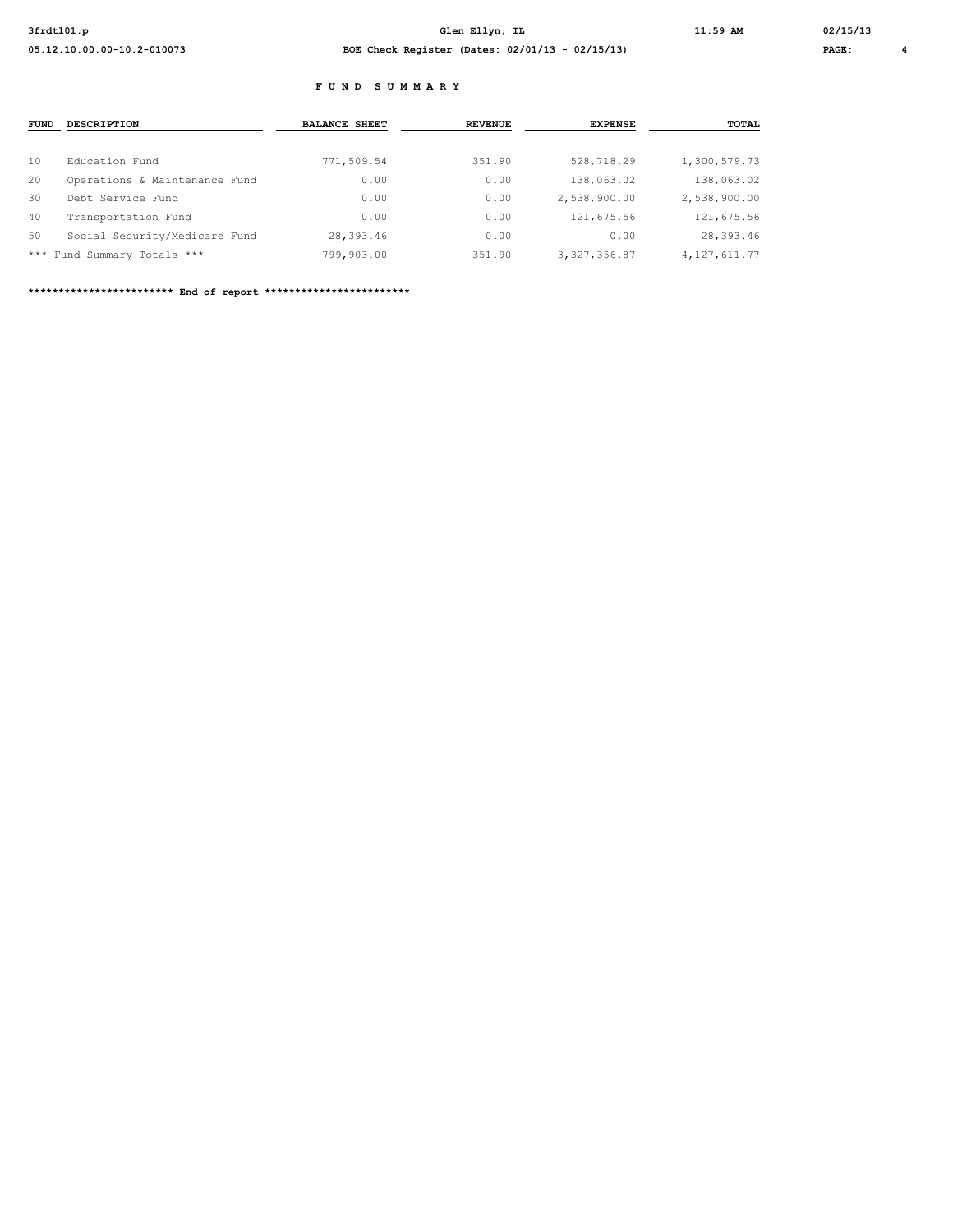## F U N D   S U M M A R Y

| FUND | DESCRIPTION | BALANCE SHEET | REVENUE | EXPENSE | TOTAL |
|---|---|---|---|---|---|
| 10 | Education Fund | 771,509.54 | 351.90 | 528,718.29 | 1,300,579.73 |
| 20 | Operations & Maintenance Fund | 0.00 | 0.00 | 138,063.02 | 138,063.02 |
| 30 | Debt Service Fund | 0.00 | 0.00 | 2,538,900.00 | 2,538,900.00 |
| 40 | Transportation Fund | 0.00 | 0.00 | 121,675.56 | 121,675.56 |
| 50 | Social Security/Medicare Fund | 28,393.46 | 0.00 | 0.00 | 28,393.46 |
| *** Fund Summary Totals *** | | 799,903.00 | 351.90 | 3,327,356.87 | 4,127,611.77 |

************************ End of report ************************